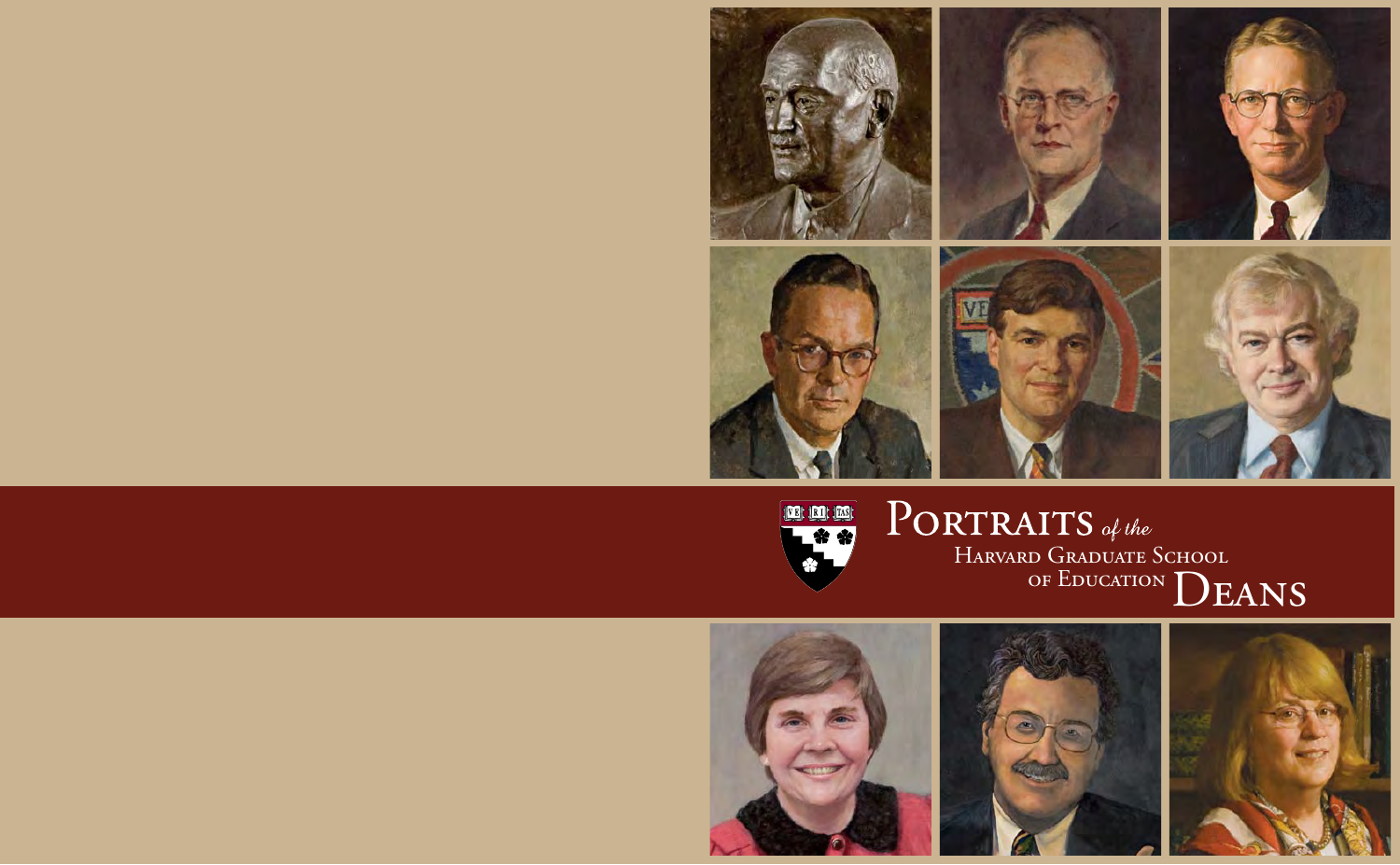# Portraits *of the* Harvard Graduate School of Education Deans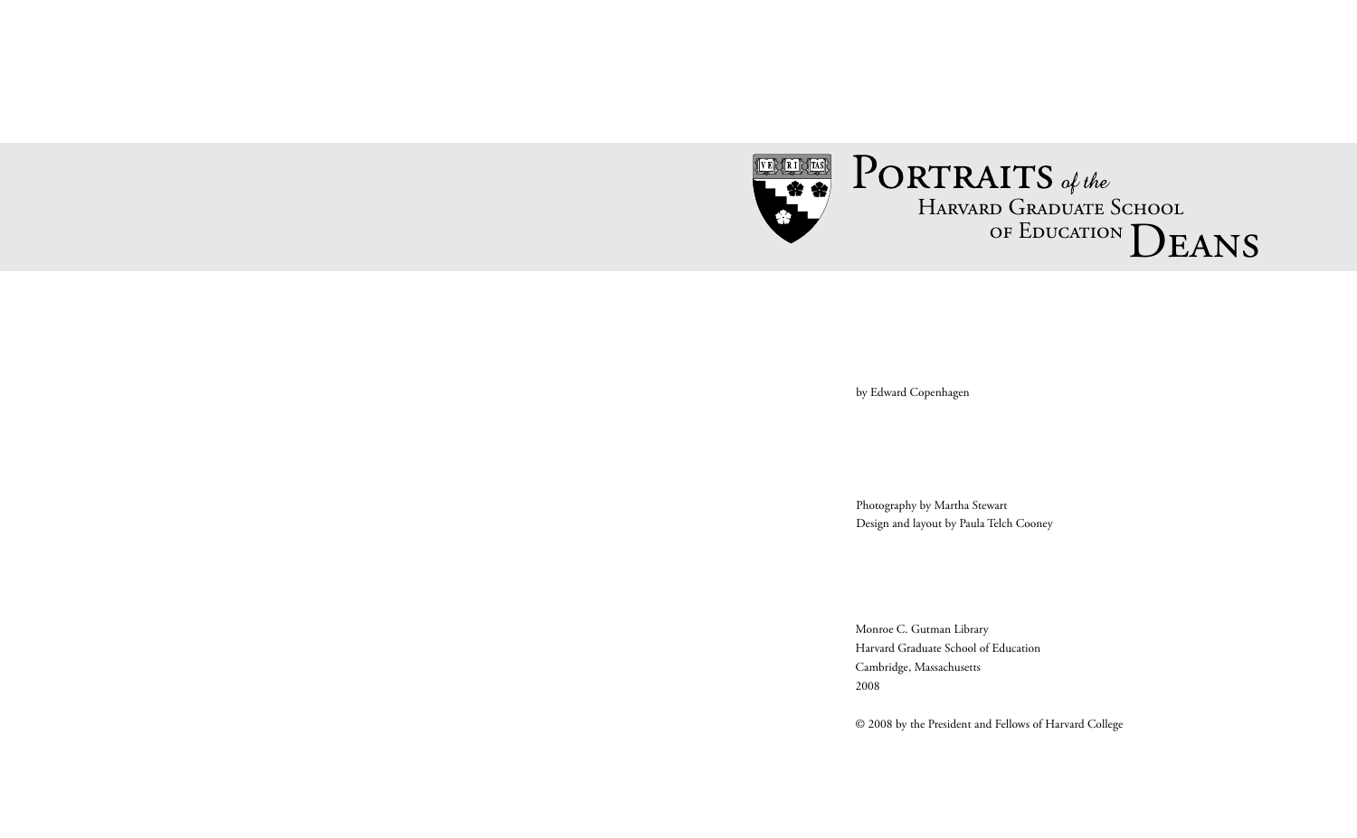# Portraits *of the* Harvard Graduate School of Education Deans

by Edward Copenhagen

Photography by Martha Stewart
Design and layout by Paula Telch Cooney

Monroe C. Gutman Library
Harvard Graduate School of Education
Cambridge, Massachusetts
2008

© 2008 by the President and Fellows of Harvard College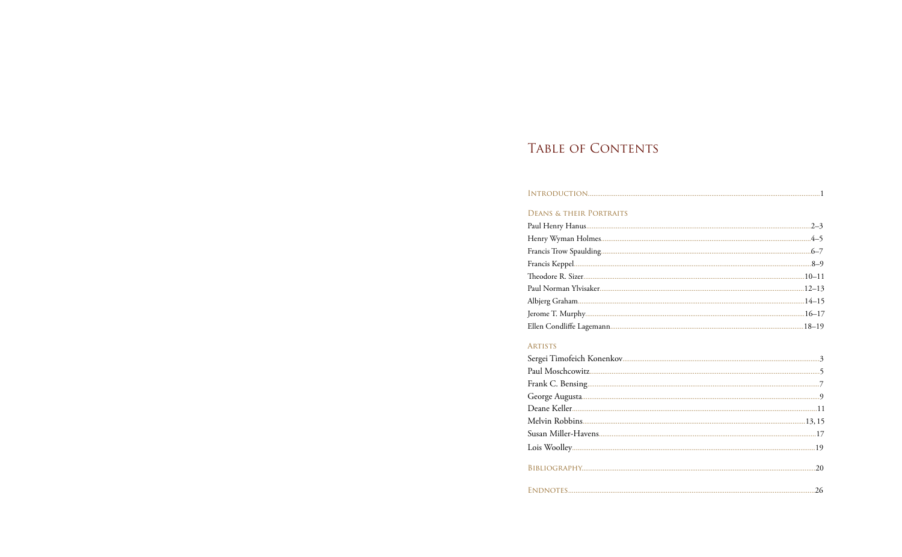# Table of Contents

Introduction ........ 1

## Deans & their Portraits

Paul Henry Hanus ........ 2–3
Henry Wyman Holmes ........ 4–5
Francis Trow Spaulding ........ 6–7
Francis Keppel ........ 8–9
Theodore R. Sizer ........ 10–11
Paul Norman Ylvisaker ........ 12–13
Albjerg Graham ........ 14–15
Jerome T. Murphy ........ 16–17
Ellen Condliffe Lagemann ........ 18–19

## Artists

Sergei Timofeich Konenkov ........ 3
Paul Moschcowitz ........ 5
Frank C. Bensing ........ 7
George Augusta ........ 9
Deane Keller ........ 11
Melvin Robbins ........ 13, 15
Susan Miller-Havens ........ 17
Lois Woolley ........ 19

Bibliography ........ 20

Endnotes ........ 26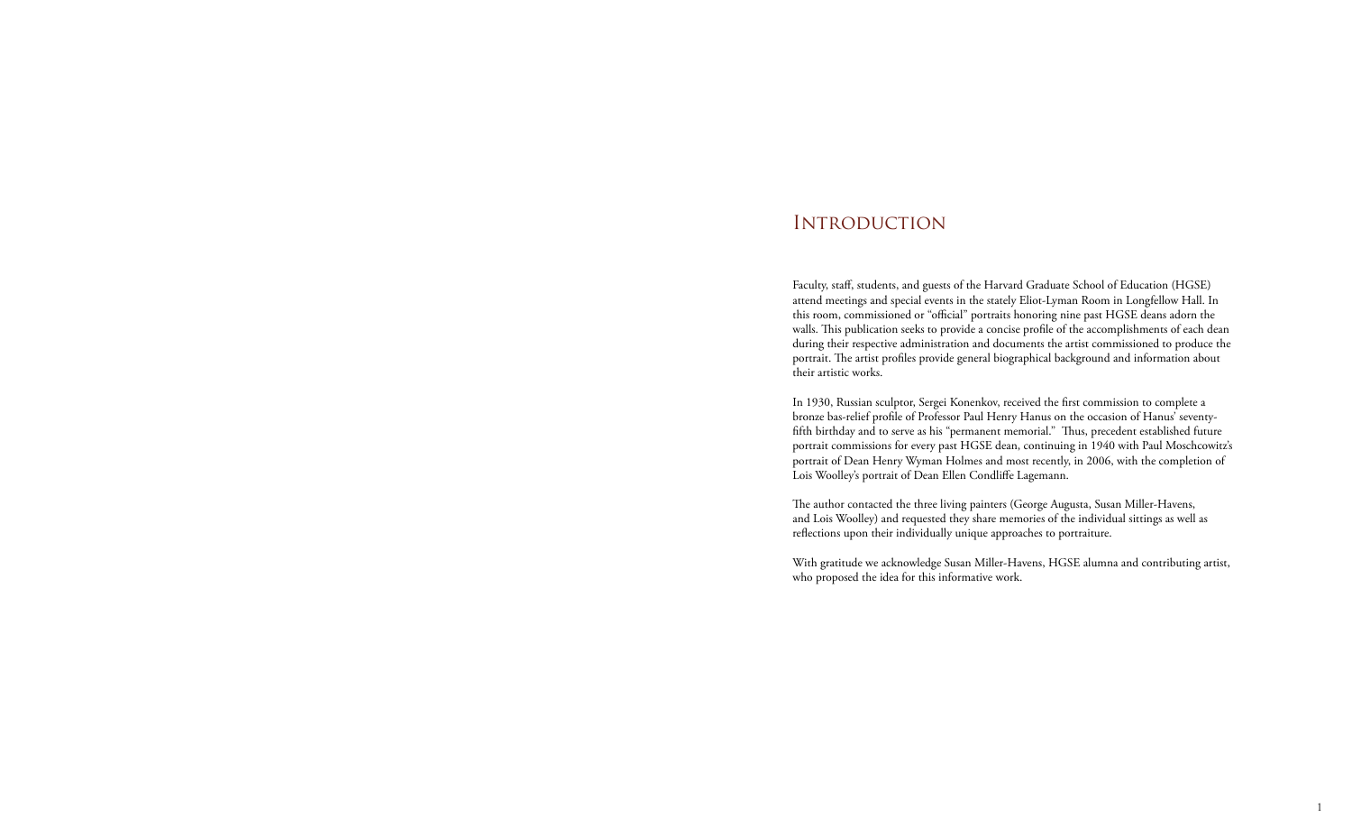# Introduction

Faculty, staff, students, and guests of the Harvard Graduate School of Education (HGSE) attend meetings and special events in the stately Eliot-Lyman Room in Longfellow Hall. In this room, commissioned or "official" portraits honoring nine past HGSE deans adorn the walls. This publication seeks to provide a concise profile of the accomplishments of each dean during their respective administration and documents the artist commissioned to produce the portrait. The artist profiles provide general biographical background and information about their artistic works.

In 1930, Russian sculptor, Sergei Konenkov, received the first commission to complete a bronze bas-relief profile of Professor Paul Henry Hanus on the occasion of Hanus' seventy-fifth birthday and to serve as his "permanent memorial." Thus, precedent established future portrait commissions for every past HGSE dean, continuing in 1940 with Paul Moschcowitz's portrait of Dean Henry Wyman Holmes and most recently, in 2006, with the completion of Lois Woolley's portrait of Dean Ellen Condliffe Lagemann.

The author contacted the three living painters (George Augusta, Susan Miller-Havens, and Lois Woolley) and requested they share memories of the individual sittings as well as reflections upon their individually unique approaches to portraiture.

With gratitude we acknowledge Susan Miller-Havens, HGSE alumna and contributing artist, who proposed the idea for this informative work.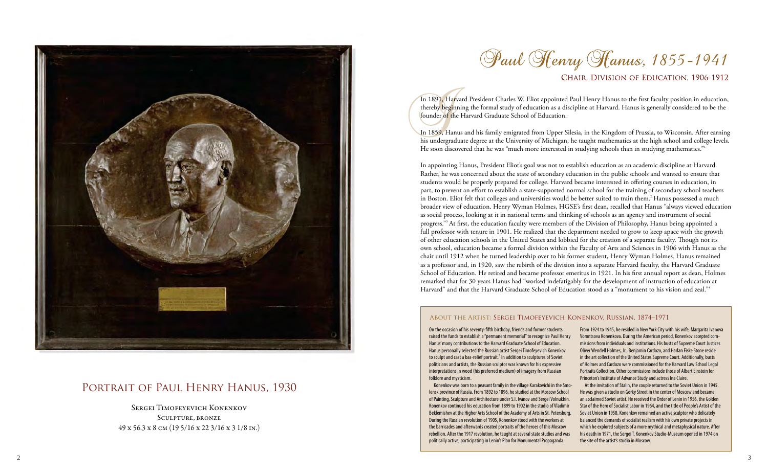# Portrait of Paul Henry Hanus, 1930

Sergei Timofeyevich Konenkov
Sculpture, bronze
49 x 56.3 x 8 cm (19 5/16 x 22 3/16 x 3 1/8 in.)

# Paul Henry Hanus, 1855-1941

## Chair, Division of Education, 1906-1912

In 1891, Harvard President Charles W. Eliot appointed Paul Henry Hanus to the first faculty position in education, thereby beginning the formal study of education as a discipline at Harvard. Hanus is generally considered to be the founder of the Harvard Graduate School of Education.

In 1859, Hanus and his family emigrated from Upper Silesia, in the Kingdom of Prussia, to Wisconsin. After earning his undergraduate degree at the University of Michigan, he taught mathematics at the high school and college levels. He soon discovered that he was "much more interested in studying schools than in studying mathematics."[1]

In appointing Hanus, President Eliot's goal was not to establish education as an academic discipline at Harvard. Rather, he was concerned about the state of secondary education in the public schools and wanted to ensure that students would be properly prepared for college. Harvard became interested in offering courses in education, in part, to prevent an effort to establish a state-supported normal school for the training of secondary school teachers in Boston. Eliot felt that colleges and universities would be better suited to train them.[2] Hanus possessed a much broader view of education. Henry Wyman Holmes, HGSE's first dean, recalled that Hanus "always viewed education as social process, looking at it in national terms and thinking of schools as an agency and instrument of social progress."[3] At first, the education faculty were members of the Division of Philosophy, Hanus being appointed a full professor with tenure in 1901. He realized that the department needed to grow to keep apace with the growth of other education schools in the United States and lobbied for the creation of a separate faculty. Though not its own school, education became a formal division within the Faculty of Arts and Sciences in 1906 with Hanus as the chair until 1912 when he turned leadership over to his former student, Henry Wyman Holmes. Hanus remained as a professor and, in 1920, saw the rebirth of the division into a separate Harvard faculty, the Harvard Graduate School of Education. He retired and became professor emeritus in 1921. In his first annual report as dean, Holmes remarked that for 30 years Hanus had "worked indefatigably for the development of instruction of education at Harvard" and that the Harvard Graduate School of Education stood as a "monument to his vision and zeal."[4]

### About the Artist: Sergei Timofeyevich Konenkov, Russian, 1874–1971

On the occasion of his seventy-fifth birthday, friends and former students raised the funds to establish a "permanent memorial" to recognize Paul Henry Hanus' many contributions to the Harvard Graduate School of Education. Hanus personally selected the Russian artist Sergei Timofeyevich Konenkov to sculpt and cast a bas-relief portrait.[5] In addition to sculptures of Soviet politicians and artists, the Russian sculptor was known for his expressive interpretations in wood (his preferred medium) of imagery from Russian folklore and mysticism.

Konenkov was born to a peasant family in the village Karakovichi in the Smolensk province of Russia. From 1892 to 1896, he studied at the Moscow School of Painting, Sculpture and Architecture under S.I. Ivanov and Sergei Volnukhin. Konenkov continued his education from 1899 to 1902 in the studio of Vladimir Beklemishev at the Higher Arts School of the Academy of Arts in St. Petersburg. During the Russian revolution of 1905, Konenkov stood with the workers at the barricades and afterwards created portraits of the heroes of this Moscow rebellion. After the 1917 revolution, he taught at several state studios and was politically active, participating in Lenin's Plan for Monumental Propaganda.

From 1924 to 1945, he resided in New York City with his wife, Margarita Ivanova Vorontsova Konenkova. During the American period, Konenkov accepted commissions from individuals and institutions. His busts of Supreme Court Justices Oliver Wendell Holmes, Jr., Benjamin Cardozo, and Harlan Fiske Stone reside in the art collection of the United States Supreme Court. Additionally, busts of Holmes and Cardozo were commissioned for the Harvard Law School Legal Portraits Collection. Other commissions include those of Albert Einstein for Princeton's Institute of Advance Study and actress Ina Claire.

At the invitation of Stalin, the couple returned to the Soviet Union in 1945. He was given a studio on Gorky Street in the center of Moscow and became an acclaimed Soviet artist. He received the Order of Lenin in 1956, the Golden Star of the Hero of Socialist Labor in 1964, and the title of People's Artist of the Soviet Union in 1958. Konenkov remained an active sculptor who delicately balanced the demands of socialist realism with his own private projects in which he explored subjects of a more mythical and metaphysical nature. After his death in 1971, the Sergei T. Konenkov Studio-Museum opened in 1974 on the site of the artist's studio in Moscow.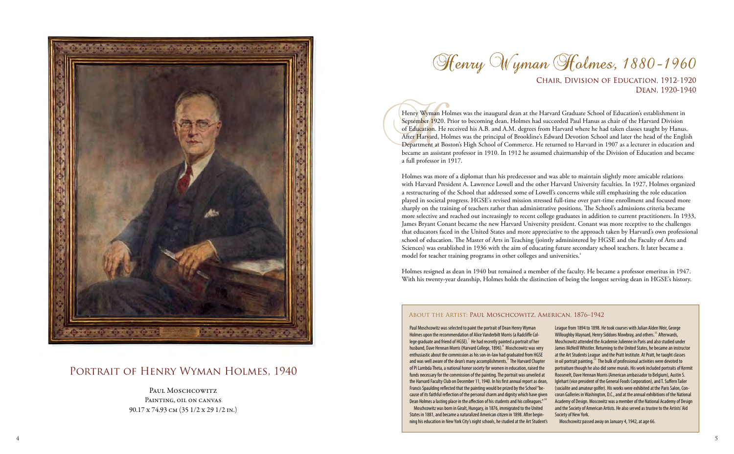# Henry Wyman Holmes, 1880-1960

## Chair, Division of Education, 1912-1920
## Dean, 1920-1940

Henry Wyman Holmes was the inaugural dean at the Harvard Graduate School of Education's establishment in September 1920. Prior to becoming dean, Holmes had succeeded Paul Hanus as chair of the Harvard Division of Education. He received his A.B. and A.M. degrees from Harvard where he had taken classes taught by Hanus. After Harvard, Holmes was the principal of Brookline's Edward Devotion School and later the head of the English Department at Boston's High School of Commerce. He returned to Harvard in 1907 as a lecturer in education and became an assistant professor in 1910. In 1912 he assumed chairmanship of the Division of Education and became a full professor in 1917.

Holmes was more of a diplomat than his predecessor and was able to maintain slightly more amicable relations with Harvard President A. Lawrence Lowell and the other Harvard University faculties. In 1927, Holmes organized a restructuring of the School that addressed some of Lowell's concerns while still emphasizing the role education played in societal progress. HGSE's revised mission stressed full-time over part-time enrollment and focused more sharply on the training of teachers rather than administrative positions. The School's admissions criteria became more selective and reached out increasingly to recent college graduates in addition to current practitioners. In 1933, James Bryant Conant became the new Harvard University president. Conant was more receptive to the challenges that educators faced in the United States and more appreciative to the approach taken by Harvard's own professional school of education. The Master of Arts in Teaching (jointly administered by HGSE and the Faculty of Arts and Sciences) was established in 1936 with the aim of educating future secondary school teachers. It later became a model for teacher training programs in other colleges and universities.[6]

Holmes resigned as dean in 1940 but remained a member of the faculty. He became a professor emeritus in 1947. With his twenty-year deanship, Holmes holds the distinction of being the longest serving dean in HGSE's history.

## Portrait of Henry Wyman Holmes, 1940

Paul Moschcowitz
Painting, oil on canvas
90.17 x 74.93 cm (35 1/2 x 29 1/2 in.)

### About the Artist: Paul Moschcowitz, American, 1876–1942

Paul Moschcowitz was selected to paint the portrait of Dean Henry Wyman Holmes upon the recommendation of Alice Vanderbilt Morris (a Radcliffe College graduate and friend of HGSE).[7] He had recently painted a portrait of her husband, Dave Hennan Morris (Harvard College, 1896).[8] Moschcowitz was very enthusiastic about the commission as his son-in-law had graduated from HGSE and was well aware of the dean's many accomplishments.[9] The Harvard Chapter of Pi Lambda Theta, a national honor society for women in education, raised the funds necessary for the commission of the painting. The portrait was unveiled at the Harvard Faculty Club on December 11, 1940. In his first annual report as dean, Francis Spaulding reflected that the painting would be prized by the School "because of its faithful reflection of the personal charm and dignity which have given Dean Holmes a lasting place in the affection of his students and his colleagues."[10]

Moschcowitz was born in Giralt, Hungary, in 1876, immigrated to the United States in 1881, and became a naturalized American citizen in 1898. After beginning his education in New York City's night schools, he studied at the Art Student's League from 1894 to 1898. He took courses with Julian Alden Weir, George Willoughby Maynard, Henry Siddons Mowbray, and others.[11] Afterwards, Moschcowitz attended the Academie Julienne in Paris and also studied under James McNeill Whistler. Returning to the United States, he became an instructor at the Art Students League and the Pratt Institute. At Pratt, he taught classes in oil portrait painting.[12] The bulk of professional activities were devoted to portraiture though he also did some murals. His works included portraits of Kermit Roosevelt, Dave Hennan Morris (American ambassador to Belgium), Austin S. Iglehart (vice president of the General Foods Corporation), and T. Suffern Tailer (socialite and amateur golfer). His works were exhibited at the Paris Salon, Corcoran Galleries in Washington, D.C., and at the annual exhibitions of the National Academy of Design. Moscowitz was a member of the National Academy of Design and the Society of American Artists. He also served as trustee to the Artists' Aid Society of New York.

Moschcowitz passed away on January 4, 1942, at age 66.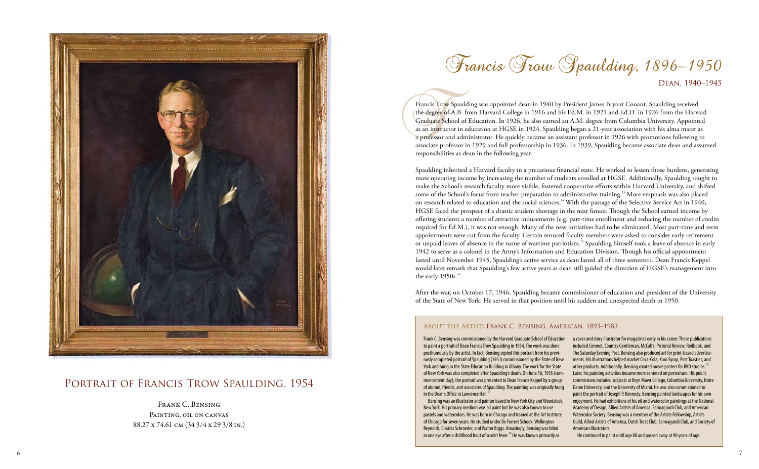# Francis Trow Spaulding, 1896–1950

## Dean, 1940–1945

Francis Trow Spaulding was appointed dean in 1940 by President James Bryant Conant. Spaulding received the degree of A.B. from Harvard College in 1916 and his Ed.M. in 1921 and Ed.D. in 1926 from the Harvard Graduate School of Education. In 1926, he also earned an A.M. degree from Columbia University. Appointed as an instructor in education at HGSE in 1924, Spaulding began a 21-year association with his alma mater as a professor and administrator. He quickly became an assistant professor in 1926 with promotions following to associate professor in 1929 and full professorship in 1936. In 1939, Spaulding became associate dean and assumed responsibilities as dean in the following year.

Spaulding inherited a Harvard faculty in a precarious financial state. He worked to lessen those burdens, generating more operating income by increasing the number of students enrolled at HGSE. Additionally, Spaulding sought to make the School's research faculty more visible, fostered cooperative efforts within Harvard University, and shifted some of the School's focus from teacher preparation to administrative training.[13] More emphasis was also placed on research related to education and the social sciences.[14] With the passage of the Selective Service Act in 1940, HGSE faced the prospect of a drastic student shortage in the near future. Though the School earned income by offering students a number of attractive inducements (e.g. part-time enrollment and reducing the number of credits required for Ed.M.), it was not enough. Many of the new initiatives had to be eliminated. Most part-time and term appointments were cut from the faculty. Certain tenured faculty members were asked to consider early retirement or unpaid leaves of absence in the name of wartime patriotism.[15] Spaulding himself took a leave of absence in early 1942 to serve as a colonel in the Army's Information and Education Division. Though his official appointment lasted until November 1945, Spaulding's active service as dean lasted all of three semesters. Dean Francis Keppel would later remark that Spaulding's few active years as dean still guided the direction of HGSE's management into the early 1950s.[16]

After the war, on October 17, 1946, Spaulding became commissioner of education and president of the University of the State of New York. He served in that position until his sudden and unexpected death in 1950.

## Portrait of Francis Trow Spaulding, 1954

Frank C. Bensing
Painting, oil on canvas
88.27 x 74.61 cm (34 3/4 x 29 3/8 in.)

### About the Artist: Frank C. Bensing, American, 1893–1983

Frank C. Bensing was commissioned by the Harvard Graduate School of Education to paint a portrait of Dean Francis Trow Spaulding in 1954. The work was done posthumously by the artist. In fact, Bensing copied this portrait from his previously completed portrait of Spaulding (1951) commissioned by the State of New York and hung in the State Education Building in Albany. The work for the State of New York was also completed after Spaulding's death. On June 16, 1955 (commencement day), the portrait was presented to Dean Francis Keppel by a group of alumni, friends, and associates of Spaulding. The painting was originally hung in the Dean's Office in Lawrence Hall.[17]

Bensing was an illustrator and painter based in New York City and Woodstock, New York. His primary medium was oil paint but he was also known to use pastels and watercolors. He was born in Chicago and trained at the Art Institute of Chicago for seven years. He studied under De Forrest Schook, Wellington Reynolds, Charles Schroeder, and Walter Biggs. Amazingly, Bensing was blind in one eye after a childhood bout of scarlet fever.[18] He was known primarily as a cover and story illustrator for magazines early in his career. These publications included Coronet, Country Gentleman, McCall's, Pictorial Review, Redbook, and The Saturday Evening Post. Bensing also produced art for print-based advertisements. His illustrations helped market Coca-Cola, Karo Syrup, Post Toasties, and other products. Additionally, Bensing created movie posters for RKO studios.[19] Later, his painting activities became more centered on portraiture. His public commissions included subjects at Bryn Mawr College, Columbia University, Notre Dame University, and the University of Miami. He was also commissioned to paint the portrait of Joseph P. Kennedy. Bensing painted landscapes for his own enjoyment. He had exhibitions of his oil and watercolor paintings at the National Academy of Design, Allied Artists of America, Salmagundi Club, and American Watercolor Society. Bensing was a member of the Artists Fellowship, Artists Guild, Allied Artists of America, Dutch Treat Club, Salmagundi Club, and Society of American Illustrators.

He continued to paint until age 88 and passed away at 90 years of age.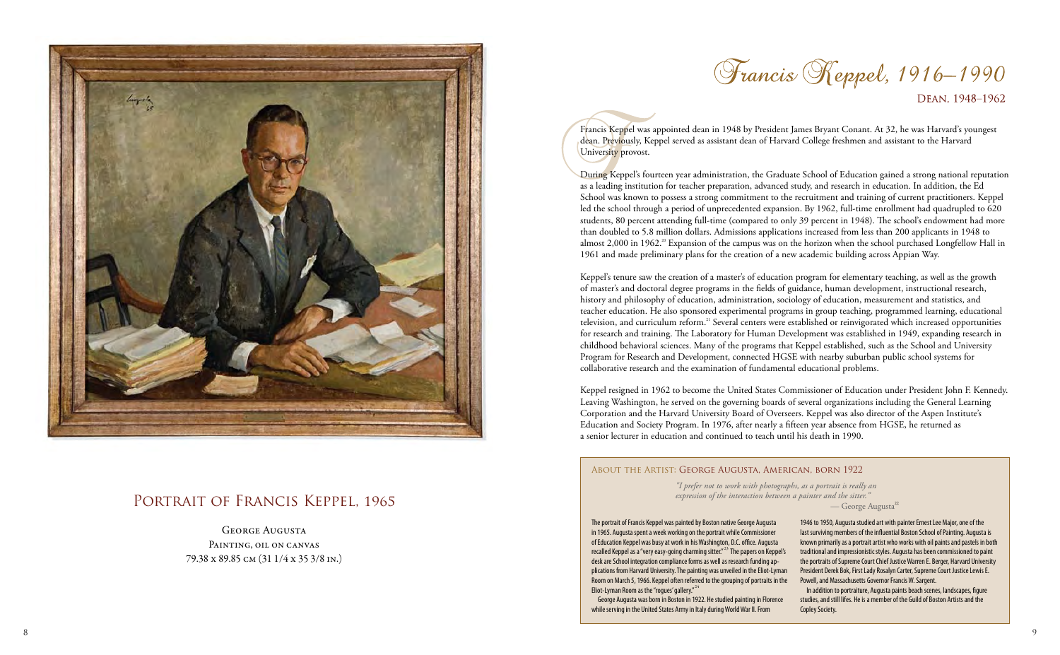# Portrait of Francis Keppel, 1965

George Augusta
Painting, oil on canvas
79.38 x 89.85 cm (31 1/4 x 35 3/8 in.)

# Francis Keppel, 1916–1990

## Dean, 1948–1962

Francis Keppel was appointed dean in 1948 by President James Bryant Conant. At 32, he was Harvard's youngest dean. Previously, Keppel served as assistant dean of Harvard College freshmen and assistant to the Harvard University provost.

During Keppel's fourteen year administration, the Graduate School of Education gained a strong national reputation as a leading institution for teacher preparation, advanced study, and research in education. In addition, the Ed School was known to possess a strong commitment to the recruitment and training of current practitioners. Keppel led the school through a period of unprecedented expansion. By 1962, full-time enrollment had quadrupled to 620 students, 80 percent attending full-time (compared to only 39 percent in 1948). The school's endowment had more than doubled to 5.8 million dollars. Admissions applications increased from less than 200 applicants in 1948 to almost 2,000 in 1962.[20] Expansion of the campus was on the horizon when the school purchased Longfellow Hall in 1961 and made preliminary plans for the creation of a new academic building across Appian Way.

Keppel's tenure saw the creation of a master's of education program for elementary teaching, as well as the growth of master's and doctoral degree programs in the fields of guidance, human development, instructional research, history and philosophy of education, administration, sociology of education, measurement and statistics, and teacher education. He also sponsored experimental programs in group teaching, programmed learning, educational television, and curriculum reform.[21] Several centers were established or reinvigorated which increased opportunities for research and training. The Laboratory for Human Development was established in 1949, expanding research in childhood behavioral sciences. Many of the programs that Keppel established, such as the School and University Program for Research and Development, connected HGSE with nearby suburban public school systems for collaborative research and the examination of fundamental educational problems.

Keppel resigned in 1962 to become the United States Commissioner of Education under President John F. Kennedy. Leaving Washington, he served on the governing boards of several organizations including the General Learning Corporation and the Harvard University Board of Overseers. Keppel was also director of the Aspen Institute's Education and Society Program. In 1976, after nearly a fifteen year absence from HGSE, he returned as a senior lecturer in education and continued to teach until his death in 1990.

### About the Artist: George Augusta, American, born 1922

*"I prefer not to work with photographs, as a portrait is really an expression of the interaction between a painter and the sitter."*
— George Augusta[22]

The portrait of Francis Keppel was painted by Boston native George Augusta in 1965. Augusta spent a week working on the portrait while Commissioner of Education Keppel was busy at work in his Washington, D.C. office. Augusta recalled Keppel as a "very easy-going charming sitter."[23] The papers on Keppel's desk are School integration compliance forms as well as research funding applications from Harvard University. The painting was unveiled in the Eliot-Lyman Room on March 5, 1966. Keppel often referred to the grouping of portraits in the Eliot-Lyman Room as the "rogues' gallery."[24]

George Augusta was born in Boston in 1922. He studied painting in Florence while serving in the United States Army in Italy during World War II. From 1946 to 1950, Augusta studied art with painter Ernest Lee Major, one of the last surviving members of the influential Boston School of Painting. Augusta is known primarily as a portrait artist who works with oil paints and pastels in both traditional and impressionistic styles. Augusta has been commissioned to paint the portraits of Supreme Court Chief Justice Warren E. Berger, Harvard University President Derek Bok, First Lady Rosalyn Carter, Supreme Court Justice Lewis E. Powell, and Massachusetts Governor Francis W. Sargent.

In addition to portraiture, Augusta paints beach scenes, landscapes, figure studies, and still lifes. He is a member of the Guild of Boston Artists and the Copley Society.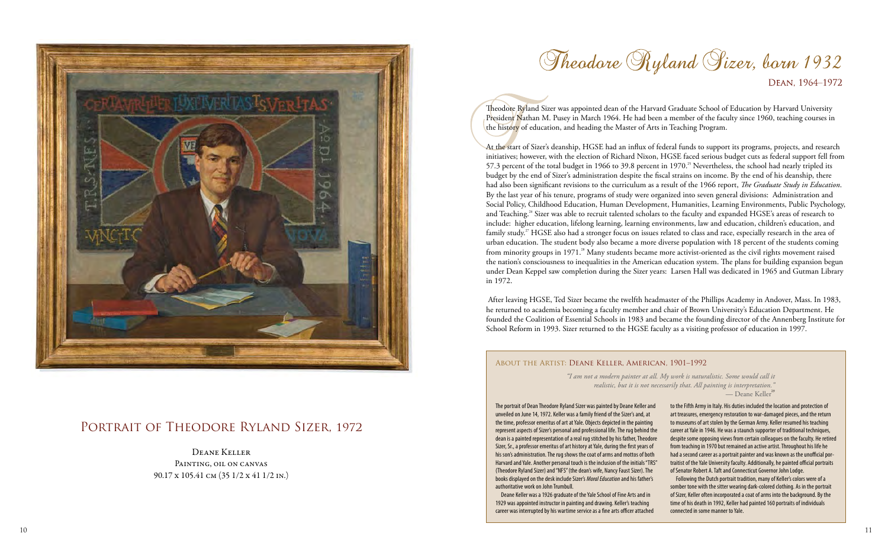## Portrait of Theodore Ryland Sizer, 1972

Deane Keller
Painting, oil on canvas
90.17 x 105.41 cm (35 1/2 x 41 1/2 in.)

# Theodore Ryland Sizer, born 1932

Dean, 1964–1972

Theodore Ryland Sizer was appointed dean of the Harvard Graduate School of Education by Harvard University President Nathan M. Pusey in March 1964. He had been a member of the faculty since 1960, teaching courses in the history of education, and heading the Master of Arts in Teaching Program.

At the start of Sizer's deanship, HGSE had an influx of federal funds to support its programs, projects, and research initiatives; however, with the election of Richard Nixon, HGSE faced serious budget cuts as federal support fell from 57.3 percent of the total budget in 1966 to 39.8 percent in 1970.[25] Nevertheless, the school had nearly tripled its budget by the end of Sizer's administration despite the fiscal strains on income. By the end of his deanship, there had also been significant revisions to the curriculum as a result of the 1966 report, *The Graduate Study in Education*. By the last year of his tenure, programs of study were organized into seven general divisions: Administration and Social Policy, Childhood Education, Human Development, Humanities, Learning Environments, Public Psychology, and Teaching.[26] Sizer was able to recruit talented scholars to the faculty and expanded HGSE's areas of research to include: higher education, lifelong learning, learning environments, law and education, children's education, and family study.[27] HGSE also had a stronger focus on issues related to class and race, especially research in the area of urban education. The student body also became a more diverse population with 18 percent of the students coming from minority groups in 1971.[28] Many students became more activist-oriented as the civil rights movement raised the nation's consciousness to inequalities in the American education system. The plans for building expansion begun under Dean Keppel saw completion during the Sizer years: Larsen Hall was dedicated in 1965 and Gutman Library in 1972.

After leaving HGSE, Ted Sizer became the twelfth headmaster of the Phillips Academy in Andover, Mass. In 1983, he returned to academia becoming a faculty member and chair of Brown University's Education Department. He founded the Coalition of Essential Schools in 1983 and became the founding director of the Annenberg Institute for School Reform in 1993. Sizer returned to the HGSE faculty as a visiting professor of education in 1997.

### About the Artist: Deane Keller, American, 1901–1992

*"I am not a modern painter at all. My work is naturalistic. Some would call it realistic, but it is not necessarily that. All painting is interpretation."*
— Deane Keller[29]

The portrait of Dean Theodore Ryland Sizer was painted by Deane Keller and unveiled on June 14, 1972. Keller was a family friend of the Sizer's and, at the time, professor emeritus of art at Yale. Objects depicted in the painting represent aspects of Sizer's personal and professional life. The rug behind the dean is a painted representation of a real rug stitched by his father, Theodore Sizer, Sr., a professor emeritus of art history at Yale, during the first years of his son's administration. The rug shows the coat of arms and mottos of both Harvard and Yale. Another personal touch is the inclusion of the initials "TRS" (Theodore Ryland Sizer) and "NFS" (the dean's wife, Nancy Faust Sizer). The books displayed on the desk include Sizer's *Moral Education* and his father's authoritative work on John Trumbull.

Deane Keller was a 1926 graduate of the Yale School of Fine Arts and in 1929 was appointed instructor in painting and drawing. Keller's teaching career was interrupted by his wartime service as a fine arts officer attached to the Fifth Army in Italy. His duties included the location and protection of art treasures, emergency restoration to war-damaged pieces, and the return to museums of art stolen by the German Army. Keller resumed his teaching career at Yale in 1946. He was a staunch supporter of traditional techniques, despite some opposing views from certain colleagues on the faculty. He retired from teaching in 1970 but remained an active artist. Throughout his life he had a second career as a portrait painter and was known as the unofficial portraitist of the Yale University faculty. Additionally, he painted official portraits of Senator Robert A. Taft and Connecticut Governor John Lodge.

Following the Dutch portrait tradition, many of Keller's colors were of a somber tone with the sitter wearing dark-colored clothing. As in the portrait of Sizer, Keller often incorporated a coat of arms into the background. By the time of his death in 1992, Keller had painted 160 portraits of individuals connected in some manner to Yale.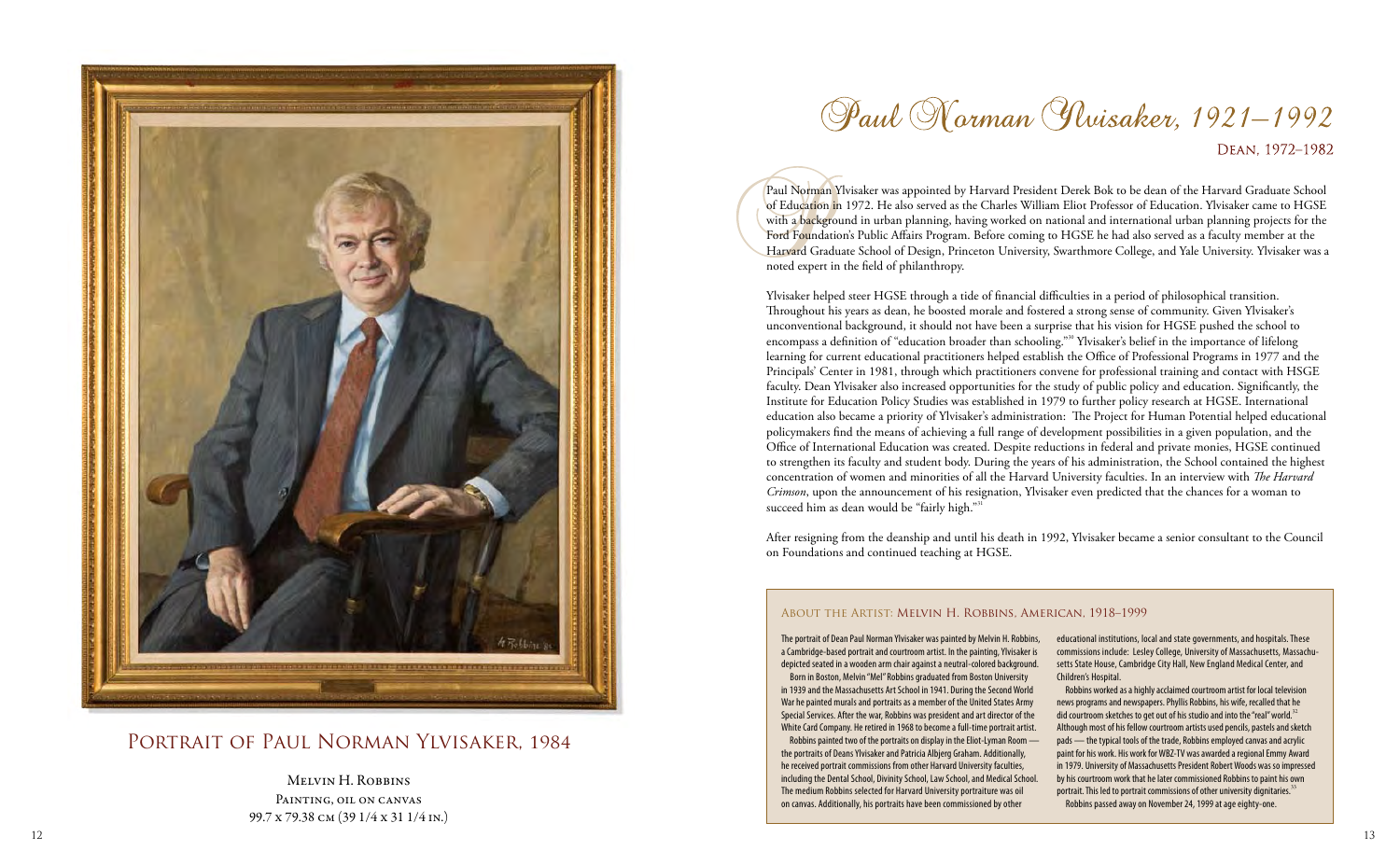## Portrait of Paul Norman Ylvisaker, 1984

Melvin H. Robbins
Painting, oil on canvas
99.7 x 79.38 cm (39 1/4 x 31 1/4 in.)

# Paul Norman Ylvisaker, 1921–1992

## Dean, 1972–1982

Paul Norman Ylvisaker was appointed by Harvard President Derek Bok to be dean of the Harvard Graduate School of Education in 1972. He also served as the Charles William Eliot Professor of Education. Ylvisaker came to HGSE with a background in urban planning, having worked on national and international urban planning projects for the Ford Foundation's Public Affairs Program. Before coming to HGSE he had also served as a faculty member at the Harvard Graduate School of Design, Princeton University, Swarthmore College, and Yale University. Ylvisaker was a noted expert in the field of philanthropy.

Ylvisaker helped steer HGSE through a tide of financial difficulties in a period of philosophical transition. Throughout his years as dean, he boosted morale and fostered a strong sense of community. Given Ylvisaker's unconventional background, it should not have been a surprise that his vision for HGSE pushed the school to encompass a definition of "education broader than schooling."[30] Ylvisaker's belief in the importance of lifelong learning for current educational practitioners helped establish the Office of Professional Programs in 1977 and the Principals' Center in 1981, through which practitioners convene for professional training and contact with HSGE faculty. Dean Ylvisaker also increased opportunities for the study of public policy and education. Significantly, the Institute for Education Policy Studies was established in 1979 to further policy research at HGSE. International education also became a priority of Ylvisaker's administration: The Project for Human Potential helped educational policymakers find the means of achieving a full range of development possibilities in a given population, and the Office of International Education was created. Despite reductions in federal and private monies, HGSE continued to strengthen its faculty and student body. During the years of his administration, the School contained the highest concentration of women and minorities of all the Harvard University faculties. In an interview with *The Harvard Crimson*, upon the announcement of his resignation, Ylvisaker even predicted that the chances for a woman to succeed him as dean would be "fairly high."[31]

After resigning from the deanship and until his death in 1992, Ylvisaker became a senior consultant to the Council on Foundations and continued teaching at HGSE.

### About the Artist: Melvin H. Robbins, American, 1918–1999

The portrait of Dean Paul Norman Ylvisaker was painted by Melvin H. Robbins, a Cambridge-based portrait and courtroom artist. In the painting, Ylvisaker is depicted seated in a wooden arm chair against a neutral-colored background.

Born in Boston, Melvin "Mel" Robbins graduated from Boston University in 1939 and the Massachusetts Art School in 1941. During the Second World War he painted murals and portraits as a member of the United States Army Special Services. After the war, Robbins was president and art director of the White Card Company. He retired in 1968 to become a full-time portrait artist.

Robbins painted two of the portraits on display in the Eliot-Lyman Room — the portraits of Deans Ylvisaker and Patricia Albjerg Graham. Additionally, he received portrait commissions from other Harvard University faculties, including the Dental School, Divinity School, Law School, and Medical School. The medium Robbins selected for Harvard University portraiture was oil on canvas. Additionally, his portraits have been commissioned by other educational institutions, local and state governments, and hospitals. These commissions include: Lesley College, University of Massachusetts, Massachusetts State House, Cambridge City Hall, New England Medical Center, and Children's Hospital.

Robbins worked as a highly acclaimed courtroom artist for local television news programs and newspapers. Phyllis Robbins, his wife, recalled that he did courtroom sketches to get out of his studio and into the "real" world.[32] Although most of his fellow courtroom artists used pencils, pastels and sketch pads — the typical tools of the trade, Robbins employed canvas and acrylic paint for his work. His work for WBZ-TV was awarded a regional Emmy Award in 1979. University of Massachusetts President Robert Woods was so impressed by his courtroom work that he later commissioned Robbins to paint his own portrait. This led to portrait commissions of other university dignitaries.[33]

Robbins passed away on November 24, 1999 at age eighty-one.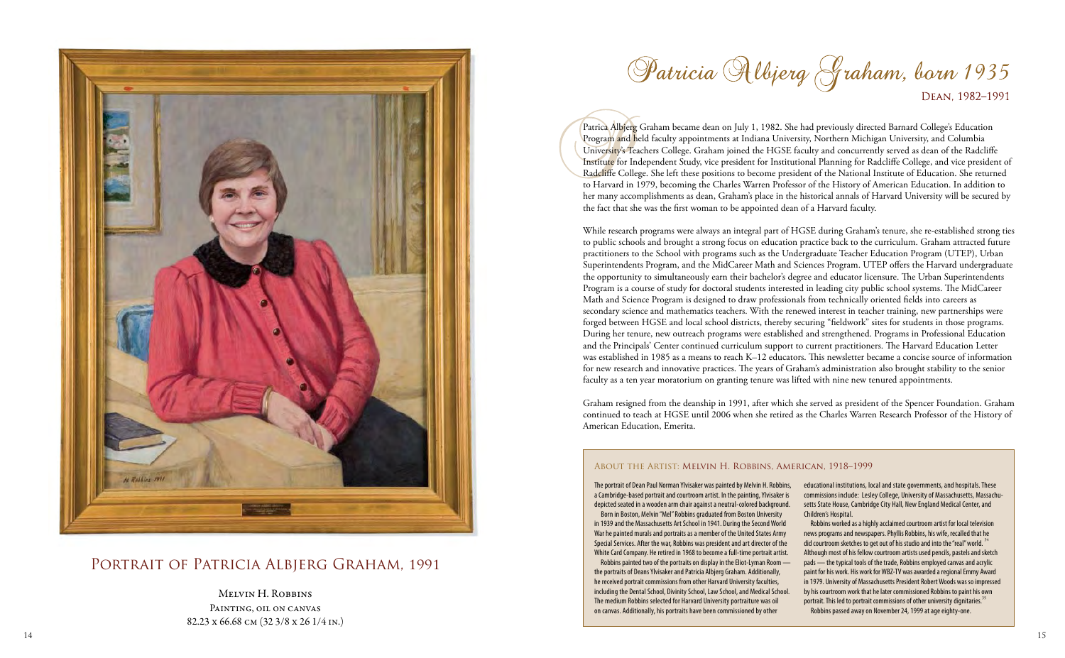# Patricia Albjerg Graham, born 1935

## Dean, 1982–1991

Patrica Albjerg Graham became dean on July 1, 1982. She had previously directed Barnard College's Education Program and held faculty appointments at Indiana University, Northern Michigan University, and Columbia University's Teachers College. Graham joined the HGSE faculty and concurrently served as dean of the Radcliffe Institute for Independent Study, vice president for Institutional Planning for Radcliffe College, and vice president of Radcliffe College. She left these positions to become president of the National Institute of Education. She returned to Harvard in 1979, becoming the Charles Warren Professor of the History of American Education. In addition to her many accomplishments as dean, Graham's place in the historical annals of Harvard University will be secured by the fact that she was the first woman to be appointed dean of a Harvard faculty.

While research programs were always an integral part of HGSE during Graham's tenure, she re-established strong ties to public schools and brought a strong focus on education practice back to the curriculum. Graham attracted future practitioners to the School with programs such as the Undergraduate Teacher Education Program (UTEP), Urban Superintendents Program, and the MidCareer Math and Sciences Program. UTEP offers the Harvard undergraduate the opportunity to simultaneously earn their bachelor's degree and educator licensure. The Urban Superintendents Program is a course of study for doctoral students interested in leading city public school systems. The MidCareer Math and Science Program is designed to draw professionals from technically oriented fields into careers as secondary science and mathematics teachers. With the renewed interest in teacher training, new partnerships were forged between HGSE and local school districts, thereby securing "fieldwork" sites for students in those programs. During her tenure, new outreach programs were established and strengthened. Programs in Professional Education and the Principals' Center continued curriculum support to current practitioners. The Harvard Education Letter was established in 1985 as a means to reach K–12 educators. This newsletter became a concise source of information for new research and innovative practices. The years of Graham's administration also brought stability to the senior faculty as a ten year moratorium on granting tenure was lifted with nine new tenured appointments.

Graham resigned from the deanship in 1991, after which she served as president of the Spencer Foundation. Graham continued to teach at HGSE until 2006 when she retired as the Charles Warren Research Professor of the History of American Education, Emerita.

## Portrait of Patricia Albjerg Graham, 1991

Melvin H. Robbins
Painting, oil on canvas
82.23 x 66.68 cm (32 3/8 x 26 1/4 in.)

### About the Artist: Melvin H. Robbins, American, 1918–1999

The portrait of Dean Paul Norman Ylvisaker was painted by Melvin H. Robbins, a Cambridge-based portrait and courtroom artist. In the painting, Ylvisaker is depicted seated in a wooden arm chair against a neutral-colored background.

Born in Boston, Melvin "Mel" Robbins graduated from Boston University in 1939 and the Massachusetts Art School in 1941. During the Second World War he painted murals and portraits as a member of the United States Army Special Services. After the war, Robbins was president and art director of the White Card Company. He retired in 1968 to become a full-time portrait artist.

Robbins painted two of the portraits on display in the Eliot-Lyman Room — the portraits of Deans Ylvisaker and Patricia Albjerg Graham. Additionally, he received portrait commissions from other Harvard University faculties, including the Dental School, Divinity School, Law School, and Medical School. The medium Robbins selected for Harvard University portraiture was oil on canvas. Additionally, his portraits have been commissioned by other educational institutions, local and state governments, and hospitals. These commissions include: Lesley College, University of Massachusetts, Massachusetts State House, Cambridge City Hall, New England Medical Center, and Children's Hospital.

Robbins worked as a highly acclaimed courtroom artist for local television news programs and newspapers. Phyllis Robbins, his wife, recalled that he did courtroom sketches to get out of his studio and into the "real" world.[34] Although most of his fellow courtroom artists used pencils, pastels and sketch pads — the typical tools of the trade, Robbins employed canvas and acrylic paint for his work. His work for WBZ-TV was awarded a regional Emmy Award in 1979. University of Massachusetts President Robert Woods was so impressed by his courtroom work that he later commissioned Robbins to paint his own portrait. This led to portrait commissions of other university dignitaries.[35]

Robbins passed away on November 24, 1999 at age eighty-one.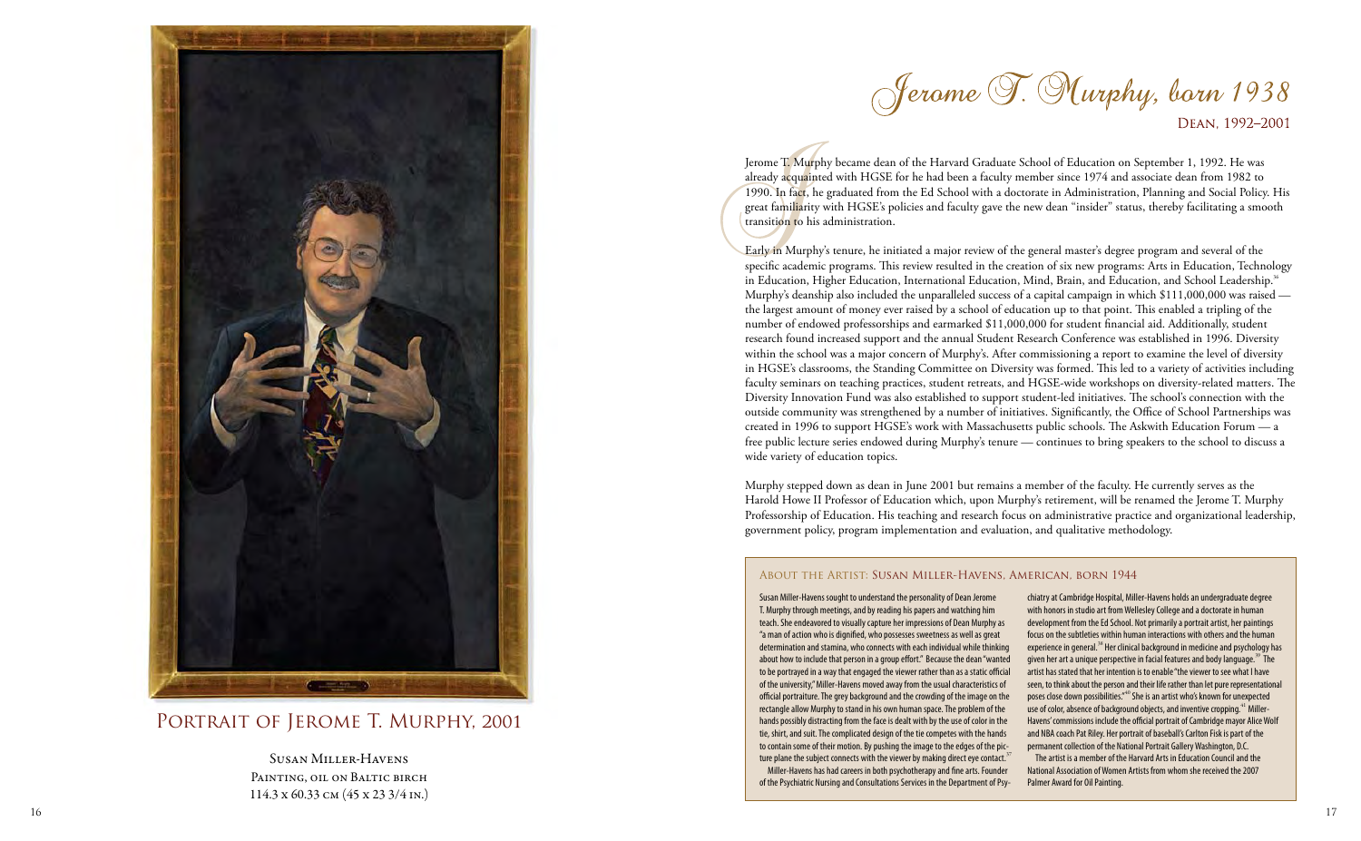# Jerome T. Murphy, born 1938

## Dean, 1992–2001

Jerome T. Murphy became dean of the Harvard Graduate School of Education on September 1, 1992. He was already acquainted with HGSE for he had been a faculty member since 1974 and associate dean from 1982 to 1990. In fact, he graduated from the Ed School with a doctorate in Administration, Planning and Social Policy. His great familiarity with HGSE's policies and faculty gave the new dean "insider" status, thereby facilitating a smooth transition to his administration.

Early in Murphy's tenure, he initiated a major review of the general master's degree program and several of the specific academic programs. This review resulted in the creation of six new programs: Arts in Education, Technology in Education, Higher Education, International Education, Mind, Brain, and Education, and School Leadership.[56] Murphy's deanship also included the unparalleled success of a capital campaign in which $111,000,000 was raised — the largest amount of money ever raised by a school of education up to that point. This enabled a tripling of the number of endowed professorships and earmarked $11,000,000 for student financial aid. Additionally, student research found increased support and the annual Student Research Conference was established in 1996. Diversity within the school was a major concern of Murphy's. After commissioning a report to examine the level of diversity in HGSE's classrooms, the Standing Committee on Diversity was formed. This led to a variety of activities including faculty seminars on teaching practices, student retreats, and HGSE-wide workshops on diversity-related matters. The Diversity Innovation Fund was also established to support student-led initiatives. The school's connection with the outside community was strengthened by a number of initiatives. Significantly, the Office of School Partnerships was created in 1996 to support HGSE's work with Massachusetts public schools. The Askwith Education Forum — a free public lecture series endowed during Murphy's tenure — continues to bring speakers to the school to discuss a wide variety of education topics.

Murphy stepped down as dean in June 2001 but remains a member of the faculty. He currently serves as the Harold Howe II Professor of Education which, upon Murphy's retirement, will be renamed the Jerome T. Murphy Professorship of Education. His teaching and research focus on administrative practice and organizational leadership, government policy, program implementation and evaluation, and qualitative methodology.

## Portrait of Jerome T. Murphy, 2001

Susan Miller-Havens
Painting, oil on Baltic birch
114.3 x 60.33 cm (45 x 23 3/4 in.)

### About the Artist: Susan Miller-Havens, American, born 1944

Susan Miller-Havens sought to understand the personality of Dean Jerome T. Murphy through meetings, and by reading his papers and watching him teach. She endeavored to visually capture her impressions of Dean Murphy as "a man of action who is dignified, who possesses sweetness as well as great determination and stamina, who connects with each individual while thinking about how to include that person in a group effort." Because the dean "wanted to be portrayed in a way that engaged the viewer rather than as a static official of the university," Miller-Havens moved away from the usual characteristics of official portraiture. The grey background and the crowding of the image on the rectangle allow Murphy to stand in his own human space. The problem of the hands possibly distracting from the face is dealt with by the use of color in the tie, shirt, and suit. The complicated design of the tie competes with the hands to contain some of their motion. By pushing the image to the edges of the picture plane the subject connects with the viewer by making direct eye contact.[57]

Miller-Havens has had careers in both psychotherapy and fine arts. Founder of the Psychiatric Nursing and Consultations Services in the Department of Psychiatry at Cambridge Hospital, Miller-Havens holds an undergraduate degree with honors in studio art from Wellesley College and a doctorate in human development from the Ed School. Not primarily a portrait artist, her paintings focus on the subtleties within human interactions with others and the human experience in general.[58] Her clinical background in medicine and psychology has given her art a unique perspective in facial features and body language.[59] The artist has stated that her intention is to enable "the viewer to see what I have seen, to think about the person and their life rather than let pure representational poses close down possibilities."[60] She is an artist who's known for unexpected use of color, absence of background objects, and inventive cropping.[61] Miller-Havens' commissions include the official portrait of Cambridge mayor Alice Wolf and NBA coach Pat Riley. Her portrait of baseball's Carlton Fisk is part of the permanent collection of the National Portrait Gallery Washington, D.C.

The artist is a member of the Harvard Arts in Education Council and the National Association of Women Artists from whom she received the 2007 Palmer Award for Oil Painting.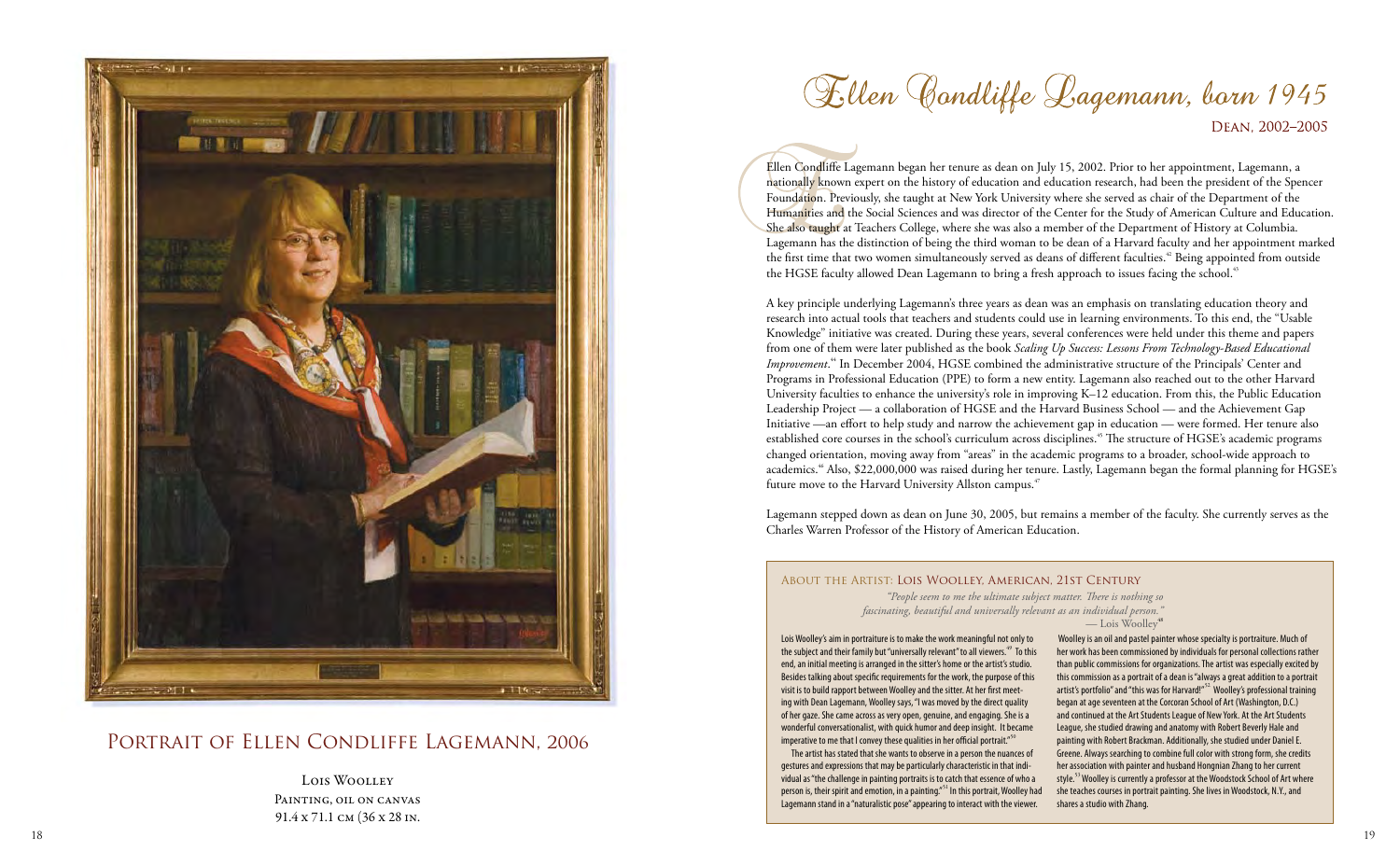# Ellen Condliffe Lagemann, born 1945

Dean, 2002–2005

The Ellen Condliffe Lagemann began her tenure as dean on July 15, 2002. Prior to her appointment, Lagemann, a nationally known expert on the history of education and education research, had been the president of the Spencer Foundation. Previously, she taught at New York University where she served as chair of the Department of the Humanities and the Social Sciences and was director of the Center for the Study of American Culture and Education. She also taught at Teachers College, where she was also a member of the Department of History at Columbia. Lagemann has the distinction of being the third woman to be dean of a Harvard faculty and her appointment marked the first time that two women simultaneously served as deans of different faculties.[42] Being appointed from outside the HGSE faculty allowed Dean Lagemann to bring a fresh approach to issues facing the school.[43]

A key principle underlying Lagemann's three years as dean was an emphasis on translating education theory and research into actual tools that teachers and students could use in learning environments. To this end, the "Usable Knowledge" initiative was created. During these years, several conferences were held under this theme and papers from one of them were later published as the book *Scaling Up Success: Lessons From Technology-Based Educational Improvement*.[44] In December 2004, HGSE combined the administrative structure of the Principals' Center and Programs in Professional Education (PPE) to form a new entity. Lagemann also reached out to the other Harvard University faculties to enhance the university's role in improving K–12 education. From this, the Public Education Leadership Project — a collaboration of HGSE and the Harvard Business School — and the Achievement Gap Initiative —an effort to help study and narrow the achievement gap in education — were formed. Her tenure also established core courses in the school's curriculum across disciplines.[45] The structure of HGSE's academic programs changed orientation, moving away from "areas" in the academic programs to a broader, school-wide approach to academics.[46] Also, $22,000,000 was raised during her tenure. Lastly, Lagemann began the formal planning for HGSE's future move to the Harvard University Allston campus.[47]

Lagemann stepped down as dean on June 30, 2005, but remains a member of the faculty. She currently serves as the Charles Warren Professor of the History of American Education.

## Portrait of Ellen Condliffe Lagemann, 2006

Lois Woolley
Painting, oil on canvas
91.4 x 71.1 cm (36 x 28 in.

### About the Artist: Lois Woolley, American, 21st Century

*"People seem to me the ultimate subject matter. There is nothing so fascinating, beautiful and universally relevant as an individual person."*
— Lois Woolley[48]

Lois Woolley's aim in portraiture is to make the work meaningful not only to the subject and their family but "universally relevant" to all viewers.[49] To this end, an initial meeting is arranged in the sitter's home or the artist's studio. Besides talking about specific requirements for the work, the purpose of this visit is to build rapport between Woolley and the sitter. At her first meeting with Dean Lagemann, Woolley says, "I was moved by the direct quality of her gaze. She came across as very open, genuine, and engaging. She is a wonderful conversationalist, with quick humor and deep insight. It became imperative to me that I convey these qualities in her official portrait."[50]

The artist has stated that she wants to observe in a person the nuances of gestures and expressions that may be particularly characteristic in that individual as "the challenge in painting portraits is to catch that essence of who a person is, their spirit and emotion, in a painting."[51] In this portrait, Woolley had Lagemann stand in a "naturalistic pose" appearing to interact with the viewer.

Woolley is an oil and pastel painter whose specialty is portraiture. Much of her work has been commissioned by individuals for personal collections rather than public commissions for organizations. The artist was especially excited by this commission as a portrait of a dean is "always a great addition to a portrait artist's portfolio" and "this was for Harvard!"[52] Woolley's professional training began at age seventeen at the Corcoran School of Art (Washington, D.C.) and continued at the Art Students League of New York. At the Art Students League, she studied drawing and anatomy with Robert Beverly Hale and painting with Robert Brackman. Additionally, she studied under Daniel E. Greene. Always searching to combine full color with strong form, she credits her association with painter and husband Hongnian Zhang to her current style.[53] Woolley is currently a professor at the Woodstock School of Art where she teaches courses in portrait painting. She lives in Woodstock, N.Y., and shares a studio with Zhang.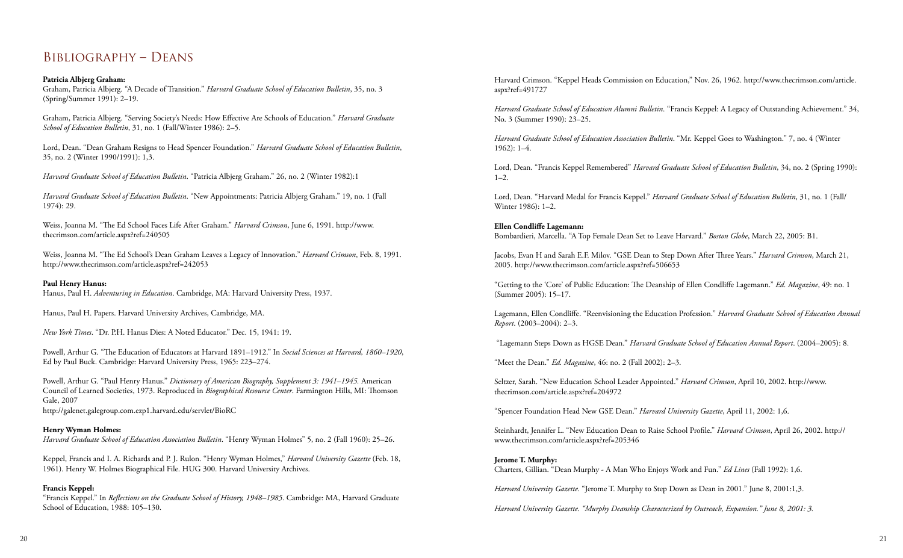# Bibliography – Deans

**Patricia Albjerg Graham:**
Graham, Patricia Albjerg. "A Decade of Transition." *Harvard Graduate School of Education Bulletin*, 35, no. 3 (Spring/Summer 1991): 2–19.

Graham, Patricia Albjerg. "Serving Society's Needs: How Effective Are Schools of Education." *Harvard Graduate School of Education Bulletin*, 31, no. 1 (Fall/Winter 1986): 2–5.

Lord, Dean. "Dean Graham Resigns to Head Spencer Foundation." *Harvard Graduate School of Education Bulletin*, 35, no. 2 (Winter 1990/1991): 1,3.

*Harvard Graduate School of Education Bulletin*. "Patricia Albjerg Graham." 26, no. 2 (Winter 1982):1

*Harvard Graduate School of Education Bulletin*. "New Appointments: Patricia Albjerg Graham." 19, no. 1 (Fall 1974): 29.

Weiss, Joanna M. "The Ed School Faces Life After Graham." *Harvard Crimson*, June 6, 1991. http://www.thecrimson.com/article.aspx?ref=240505

Weiss, Joanna M. "The Ed School's Dean Graham Leaves a Legacy of Innovation." *Harvard Crimson*, Feb. 8, 1991. http://www.thecrimson.com/article.aspx?ref=242053

**Paul Henry Hanus:**
Hanus, Paul H. *Adventuring in Education*. Cambridge, MA: Harvard University Press, 1937.

Hanus, Paul H. Papers. Harvard University Archives, Cambridge, MA.

*New York Times*. "Dr. P.H. Hanus Dies: A Noted Educator." Dec. 15, 1941: 19.

Powell, Arthur G. "The Education of Educators at Harvard 1891–1912." In *Social Sciences at Harvard, 1860–1920*, Ed by Paul Buck. Cambridge: Harvard University Press, 1965: 223–274.

Powell, Arthur G. "Paul Henry Hanus." *Dictionary of American Biography, Supplement 3: 1941–1945.* American Council of Learned Societies, 1973. Reproduced in *Biographical Resource Center*. Farmington Hills, MI: Thomson Gale, 2007
http://galenet.galegroup.com.ezp1.harvard.edu/servlet/BioRC

**Henry Wyman Holmes:**
*Harvard Graduate School of Education Association Bulletin*. "Henry Wyman Holmes" 5, no. 2 (Fall 1960): 25–26.

Keppel, Francis and I. A. Richards and P. J. Rulon. "Henry Wyman Holmes," *Harvard University Gazette* (Feb. 18, 1961). Henry W. Holmes Biographical File. HUG 300. Harvard University Archives.

**Francis Keppel:**
"Francis Keppel." In *Reflections on the Graduate School of History, 1948–1985*. Cambridge: MA, Harvard Graduate School of Education, 1988: 105–130.

Harvard Crimson. "Keppel Heads Commission on Education," Nov. 26, 1962. http://www.thecrimson.com/article.aspx?ref=491727

*Harvard Graduate School of Education Alumni Bulletin*. "Francis Keppel: A Legacy of Outstanding Achievement." 34, No. 3 (Summer 1990): 23–25.

*Harvard Graduate School of Education Association Bulletin*. "Mr. Keppel Goes to Washington." 7, no. 4 (Winter 1962): 1–4.

Lord, Dean. "Francis Keppel Remembered" *Harvard Graduate School of Education Bulletin*, 34, no. 2 (Spring 1990): 1–2.

Lord, Dean. "Harvard Medal for Francis Keppel." *Harvard Graduate School of Education Bulletin*, 31, no. 1 (Fall/Winter 1986): 1–2.

**Ellen Condliffe Lagemann:**
Bombardieri, Marcella. "A Top Female Dean Set to Leave Harvard." *Boston Globe*, March 22, 2005: B1.

Jacobs, Evan H and Sarah E.F. Milov. "GSE Dean to Step Down After Three Years." *Harvard Crimson*, March 21, 2005. http://www.thecrimson.com/article.aspx?ref=506653

"Getting to the 'Core' of Public Education: The Deanship of Ellen Condliffe Lagemann." *Ed. Magazine*, 49: no. 1 (Summer 2005): 15–17.

Lagemann, Ellen Condliffe. "Reenvisioning the Education Profession." *Harvard Graduate School of Education Annual Report*. (2003–2004): 2–3.

"Lagemann Steps Down as HGSE Dean." *Harvard Graduate School of Education Annual Report*. (2004–2005): 8.

"Meet the Dean." *Ed. Magazine*, 46: no. 2 (Fall 2002): 2–3.

Seltzer, Sarah. "New Education School Leader Appointed." *Harvard Crimson*, April 10, 2002. http://www.thecrimson.com/article.aspx?ref=204972

"Spencer Foundation Head New GSE Dean." *Harvard University Gazette*, April 11, 2002: 1,6.

Steinhardt, Jennifer L. "New Education Dean to Raise School Profile." *Harvard Crimson*, April 26, 2002. http://www.thecrimson.com/article.aspx?ref=205346

**Jerome T. Murphy:**
Charters, Gillian. "Dean Murphy - A Man Who Enjoys Work and Fun." *Ed Lines* (Fall 1992): 1,6.

*Harvard University Gazette*. "Jerome T. Murphy to Step Down as Dean in 2001." June 8, 2001:1,3.

*Harvard University Gazette. "Murphy Deanship Characterized by Outreach, Expansion." June 8, 2001: 3.*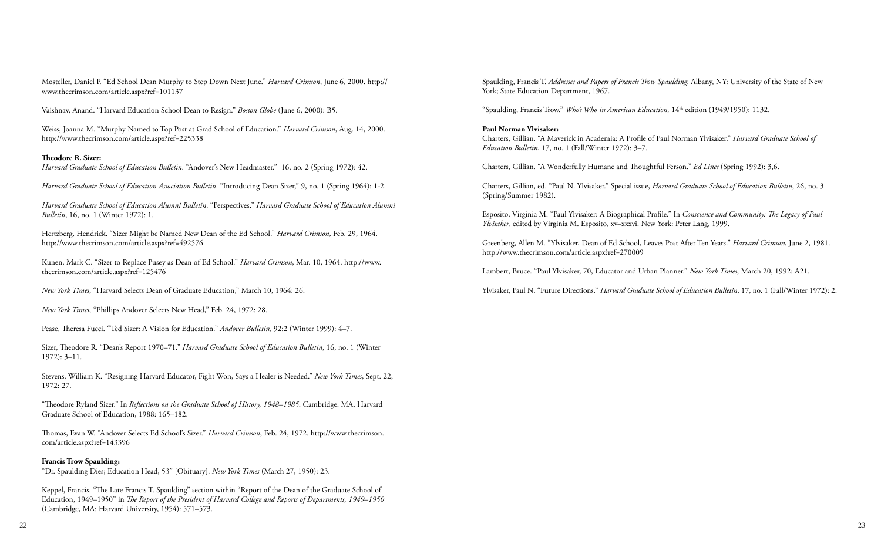Mosteller, Daniel P. "Ed School Dean Murphy to Step Down Next June." *Harvard Crimson*, June 6, 2000. http://www.thecrimson.com/article.aspx?ref=101137

Vaishnav, Anand. "Harvard Education School Dean to Resign." *Boston Globe* (June 6, 2000): B5.

Weiss, Joanna M. "Murphy Named to Top Post at Grad School of Education." *Harvard Crimson*, Aug. 14, 2000. http://www.thecrimson.com/article.aspx?ref=225338

**Theodore R. Sizer:**
*Harvard Graduate School of Education Bulletin*. "Andover's New Headmaster." 16, no. 2 (Spring 1972): 42.

*Harvard Graduate School of Education Association Bulletin*. "Introducing Dean Sizer," 9, no. 1 (Spring 1964): 1-2.

*Harvard Graduate School of Education Alumni Bulletin*. "Perspectives." *Harvard Graduate School of Education Alumni Bulletin*, 16, no. 1 (Winter 1972): 1.

Hertzberg, Hendrick. "Sizer Might be Named New Dean of the Ed School." *Harvard Crimson*, Feb. 29, 1964. http://www.thecrimson.com/article.aspx?ref=492576

Kunen, Mark C. "Sizer to Replace Pusey as Dean of Ed School." *Harvard Crimson*, Mar. 10, 1964. http://www.thecrimson.com/article.aspx?ref=125476

*New York Times*, "Harvard Selects Dean of Graduate Education," March 10, 1964: 26.

*New York Times*, "Phillips Andover Selects New Head," Feb. 24, 1972: 28.

Pease, Theresa Fucci. "Ted Sizer: A Vision for Education." *Andover Bulletin*, 92:2 (Winter 1999): 4–7.

Sizer, Theodore R. "Dean's Report 1970–71." *Harvard Graduate School of Education Bulletin*, 16, no. 1 (Winter 1972): 3–11.

Stevens, William K. "Resigning Harvard Educator, Fight Won, Says a Healer is Needed." *New York Times*, Sept. 22, 1972: 27.

"Theodore Ryland Sizer." In *Reflections on the Graduate School of History, 1948–1985*. Cambridge: MA, Harvard Graduate School of Education, 1988: 165–182.

Thomas, Evan W. "Andover Selects Ed School's Sizer." *Harvard Crimson*, Feb. 24, 1972. http://www.thecrimson.com/article.aspx?ref=143396

**Francis Trow Spaulding:**
"Dr. Spaulding Dies; Education Head, 53" [Obituary]. *New York Times* (March 27, 1950): 23.

Keppel, Francis. "The Late Francis T. Spaulding" section within "Report of the Dean of the Graduate School of Education, 1949–1950" in *The Report of the President of Harvard College and Reports of Departments, 1949–1950* (Cambridge, MA: Harvard University, 1954): 571–573.

Spaulding, Francis T. *Addresses and Papers of Francis Trow Spaulding*. Albany, NY: University of the State of New York; State Education Department, 1967.

"Spaulding, Francis Trow." *Who's Who in American Education,* 14th edition (1949/1950): 1132.

**Paul Norman Ylvisaker:**
Charters, Gillian. "A Maverick in Academia: A Profile of Paul Norman Ylvisaker." *Harvard Graduate School of Education Bulletin*, 17, no. 1 (Fall/Winter 1972): 3–7.

Charters, Gillian. "A Wonderfully Humane and Thoughtful Person." *Ed Lines* (Spring 1992): 3,6.

Charters, Gillian, ed. "Paul N. Ylvisaker." Special issue, *Harvard Graduate School of Education Bulletin*, 26, no. 3 (Spring/Summer 1982).

Esposito, Virginia M. "Paul Ylvisaker: A Biographical Profile." In *Conscience and Community: The Legacy of Paul Ylvisaker*, edited by Virginia M. Esposito, xv–xxxvi. New York: Peter Lang, 1999.

Greenberg, Allen M. "Ylvisaker, Dean of Ed School, Leaves Post After Ten Years." *Harvard Crimson*, June 2, 1981. http://www.thecrimson.com/article.aspx?ref=270009

Lambert, Bruce. "Paul Ylvisaker, 70, Educator and Urban Planner." *New York Times*, March 20, 1992: A21.

Ylvisaker, Paul N. "Future Directions." *Harvard Graduate School of Education Bulletin*, 17, no. 1 (Fall/Winter 1972): 2.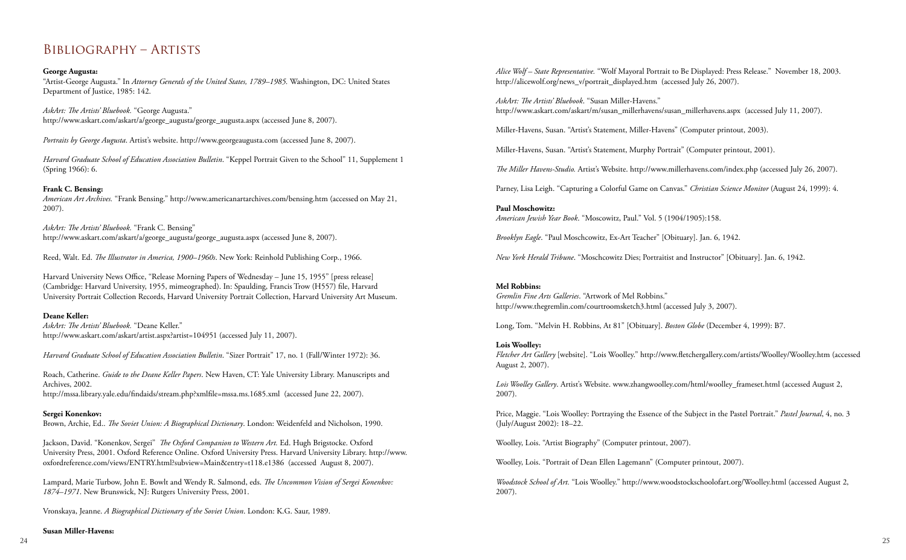# Bibliography – Artists

**George Augusta:**

"Artist-George Augusta." In *Attorney Generals of the United States, 1789–1985.* Washington, DC: United States Department of Justice, 1985: 142.

*AskArt: The Artists' Bluebook.* "George Augusta." http://www.askart.com/askart/a/george_augusta/george_augusta.aspx (accessed June 8, 2007).

*Portraits by George Augusta*. Artist's website. http://www.georgeaugusta.com (accessed June 8, 2007).

*Harvard Graduate School of Education Association Bulletin*. "Keppel Portrait Given to the School" 11, Supplement 1 (Spring 1966): 6.

**Frank C. Bensing:**

*American Art Archives.* "Frank Bensing." http://www.americanartarchives.com/bensing.htm (accessed on May 21, 2007).

*AskArt: The Artists' Bluebook.* "Frank C. Bensing" http://www.askart.com/askart/a/george_augusta/george_augusta.aspx (accessed June 8, 2007).

Reed, Walt. Ed. *The Illustrator in America, 1900–1960s*. New York: Reinhold Publishing Corp., 1966.

Harvard University News Office, "Release Morning Papers of Wednesday – June 15, 1955" [press release] (Cambridge: Harvard University, 1955, mimeographed). In: Spaulding, Francis Trow (H557) file, Harvard University Portrait Collection Records, Harvard University Portrait Collection, Harvard University Art Museum.

**Deane Keller:**

*AskArt: The Artists' Bluebook.* "Deane Keller." http://www.askart.com/askart/artist.aspx?artist=104951 (accessed July 11, 2007).

*Harvard Graduate School of Education Association Bulletin*. "Sizer Portrait" 17, no. 1 (Fall/Winter 1972): 36.

Roach, Catherine. *Guide to the Deane Keller Papers*. New Haven, CT: Yale University Library. Manuscripts and Archives, 2002. http://mssa.library.yale.edu/findaids/stream.php?xmlfile=mssa.ms.1685.xml (accessed June 22, 2007).

**Sergei Konenkov:**

Brown, Archie, Ed.. *The Soviet Union: A Biographical Dictionary*. London: Weidenfeld and Nicholson, 1990.

Jackson, David. "Konenkov, Sergei" *The Oxford Companion to Western Art.* Ed. Hugh Brigstocke. Oxford University Press, 2001. Oxford Reference Online. Oxford University Press. Harvard University Library. http://www.oxfordreference.com/views/ENTRY.html?subview=Main&entry=t118.e1386 (accessed August 8, 2007).

Lampard, Marie Turbow, John E. Bowlt and Wendy R. Salmond, eds. *The Uncommon Vision of Sergei Konenkov: 1874–1971*. New Brunswick, NJ: Rutgers University Press, 2001.

Vronskaya, Jeanne. *A Biographical Dictionary of the Soviet Union*. London: K.G. Saur, 1989.

**Susan Miller-Havens:**

*Alice Wolf – State Representative.* "Wolf Mayoral Portrait to Be Displayed: Press Release." November 18, 2003. http://alicewolf.org/news_v/portrait_displayed.htm (accessed July 26, 2007).

*AskArt: The Artists' Bluebook*. "Susan Miller-Havens." http://www.askart.com/askart/m/susan_millerhavens/susan_millerhavens.aspx (accessed July 11, 2007).

Miller-Havens, Susan. "Artist's Statement, Miller-Havens" (Computer printout, 2003).

Miller-Havens, Susan. "Artist's Statement, Murphy Portrait" (Computer printout, 2001).

*The Miller Havens-Studio.* Artist's Website. http://www.millerhavens.com/index.php (accessed July 26, 2007).

Parney, Lisa Leigh. "Capturing a Colorful Game on Canvas." *Christian Science Monitor* (August 24, 1999): 4.

**Paul Moschowitz:**

*American Jewish Year Book*. "Moscowitz, Paul." Vol. 5 (1904/1905):158.

*Brooklyn Eagle*. "Paul Moschcowitz, Ex-Art Teacher" [Obituary]. Jan. 6, 1942.

*New York Herald Tribune*. "Moschcowitz Dies; Portraitist and Instructor" [Obituary]. Jan. 6, 1942.

**Mel Robbins:**

*Gremlin Fine Arts Galleries*. "Artwork of Mel Robbins." http://www.thegremlin.com/courtroomsketch3.html (accessed July 3, 2007).

Long, Tom. "Melvin H. Robbins, At 81" [Obituary]. *Boston Globe* (December 4, 1999): B7.

**Lois Woolley:**

*Fletcher Art Gallery* [website]. "Lois Woolley." http://www.fletchergallery.com/artists/Woolley/Woolley.htm (accessed August 2, 2007).

*Lois Woolley Gallery*. Artist's Website. www.zhangwoolley.com/html/woolley_frameset.html (accessed August 2, 2007).

Price, Maggie. "Lois Woolley: Portraying the Essence of the Subject in the Pastel Portrait." *Pastel Journal*, 4, no. 3 (July/August 2002): 18–22.

Woolley, Lois. "Artist Biography" (Computer printout, 2007).

Woolley, Lois. "Portrait of Dean Ellen Lagemann" (Computer printout, 2007).

*Woodstock School of Art.* "Lois Woolley." http://www.woodstockschoolofart.org/Woolley.html (accessed August 2, 2007).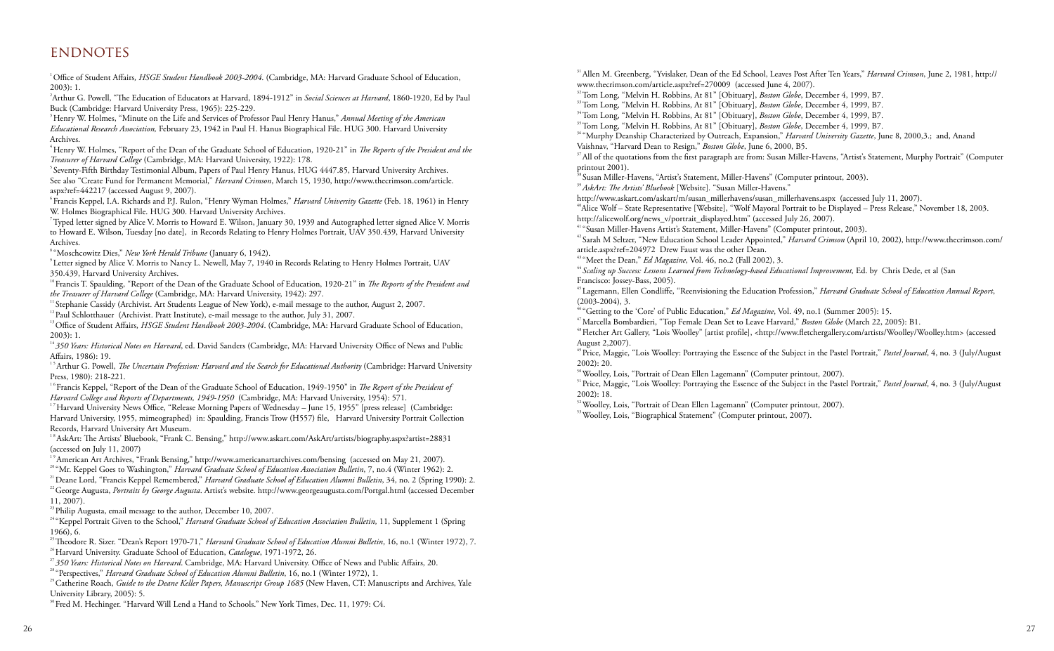# ENDNOTES

[1] Office of Student Affairs, *HSGE Student Handbook 2003-2004*. (Cambridge, MA: Harvard Graduate School of Education, 2003): 1.

[2] Arthur G. Powell, "The Education of Educators at Harvard, 1894-1912" in *Social Sciences at Harvard*, 1860-1920, Ed by Paul Buck (Cambridge: Harvard University Press, 1965): 225-229.

[3] Henry W. Holmes, "Minute on the Life and Services of Professor Paul Henry Hanus," *Annual Meeting of the American Educational Research Association,* February 23, 1942 in Paul H. Hanus Biographical File. HUG 300. Harvard University Archives.

[4] Henry W. Holmes, "Report of the Dean of the Graduate School of Education, 1920-21" in *The Reports of the President and the Treasurer of Harvard College* (Cambridge, MA: Harvard University, 1922): 178.

[5] Seventy-Fifth Birthday Testimonial Album, Papers of Paul Henry Hanus, HUG 4447.85, Harvard University Archives. See also "Create Fund for Permanent Memorial," *Harvard Crimson*, March 15, 1930, http://www.thecrimson.com/article.aspx?ref=442217 (accessed August 9, 2007).

[6] Francis Keppel, I.A. Richards and P.J. Rulon, "Henry Wyman Holmes," *Harvard University Gazette* (Feb. 18, 1961) in Henry W. Holmes Biographical File. HUG 300. Harvard University Archives.

[7] Typed letter signed by Alice V. Morris to Howard E. Wilson, January 30, 1939 and Autographed letter signed Alice V. Morris to Howard E. Wilson, Tuesday [no date], in Records Relating to Henry Holmes Portrait, UAV 350.439, Harvard University Archives.

[8] "Moschcowitz Dies," *New York Herald Tribune* (January 6, 1942).

[9] Letter signed by Alice V. Morris to Nancy L. Newell, May 7, 1940 in Records Relating to Henry Holmes Portrait, UAV 350.439, Harvard University Archives.

[10] Francis T. Spaulding, "Report of the Dean of the Graduate School of Education, 1920-21" in *The Reports of the President and the Treasurer of Harvard College* (Cambridge, MA: Harvard University, 1942): 297.

[11] Stephanie Cassidy (Archivist. Art Students League of New York), e-mail message to the author, August 2, 2007.

[12] Paul Schlotthauer (Archivist. Pratt Institute), e-mail message to the author, July 31, 2007.

[13] Office of Student Affairs, *HSGE Student Handbook 2003-2004*. (Cambridge, MA: Harvard Graduate School of Education, 2003): 1.

[14] *350 Years: Historical Notes on Harvard*, ed. David Sanders (Cambridge, MA: Harvard University Office of News and Public Affairs, 1986): 19.

[15] Arthur G. Powell, *The Uncertain Profession: Harvard and the Search for Educational Authority* (Cambridge: Harvard University Press, 1980): 218-221.

[16] Francis Keppel, "Report of the Dean of the Graduate School of Education, 1949-1950" in *The Report of the President of Harvard College and Reports of Departments, 1949-1950* (Cambridge, MA: Harvard University, 1954): 571.

[17] Harvard University News Office, "Release Morning Papers of Wednesday – June 15, 1955" [press release] (Cambridge: Harvard University, 1955, mimeographed) in: Spaulding, Francis Trow (H557) file, Harvard University Portrait Collection Records, Harvard University Art Museum.

[18] AskArt: The Artists' Bluebook, "Frank C. Bensing," http://www.askart.com/AskArt/artists/biography.aspx?artist=28831 (accessed on July 11, 2007)

[19] American Art Archives, "Frank Bensing," http://www.americanartarchives.com/bensing (accessed on May 21, 2007).

[20] "Mr. Keppel Goes to Washington," *Harvard Graduate School of Education Association Bulletin*, 7, no.4 (Winter 1962): 2.

[21] Deane Lord, "Francis Keppel Remembered," *Harvard Graduate School of Education Alumni Bulletin*, 34, no. 2 (Spring 1990): 2.

[22] George Augusta, *Portraits by George Augusta*. Artist's website. http://www.georgeaugusta.com/Portgal.html (accessed December 11, 2007).

[23] Philip Augusta, email message to the author, December 10, 2007.

[24] "Keppel Portrait Given to the School," *Harvard Graduate School of Education Association Bulletin,* 11, Supplement 1 (Spring 1966), 6.

[25] Theodore R. Sizer. "Dean's Report 1970-71," *Harvard Graduate School of Education Alumni Bulletin*, 16, no.1 (Winter 1972), 7.

[26] Harvard University. Graduate School of Education, *Catalogue*, 1971-1972, 26.

[27] *350 Years: Historical Notes on Harvard*. Cambridge, MA: Harvard University. Office of News and Public Affairs, 20.

[28] "Perspectives," *Harvard Graduate School of Education Alumni Bulletin*, 16, no.1 (Winter 1972), 1.

[29] Catherine Roach, *Guide to the Deane Keller Papers, Manuscript Group 1685* (New Haven, CT: Manuscripts and Archives, Yale University Library, 2005): 5.

[30] Fred M. Hechinger. "Harvard Will Lend a Hand to Schools." New York Times, Dec. 11, 1979: C4.

[31] Allen M. Greenberg, "Yvislaker, Dean of the Ed School, Leaves Post After Ten Years," *Harvard Crimson*, June 2, 1981, http://www.thecrimson.com/article.aspx?ref=270009 (accessed June 4, 2007).

[32] Tom Long, "Melvin H. Robbins, At 81" [Obituary], *Boston Globe*, December 4, 1999, B7.

[33] Tom Long, "Melvin H. Robbins, At 81" [Obituary], *Boston Globe*, December 4, 1999, B7.

[34] Tom Long, "Melvin H. Robbins, At 81" [Obituary], *Boston Globe*, December 4, 1999, B7.

[35] Tom Long, "Melvin H. Robbins, At 81" [Obituary], *Boston Globe*, December 4, 1999, B7.

[36] "Murphy Deanship Characterized by Outreach, Expansion," *Harvard University Gazette*, June 8, 2000,3.; and, Anand Vaishnav, "Harvard Dean to Resign," *Boston Globe*, June 6, 2000, B5.

[37] All of the quotations from the first paragraph are from: Susan Miller-Havens, "Artist's Statement, Murphy Portrait" (Computer printout 2001).

[38] Susan Miller-Havens, "Artist's Statement, Miller-Havens" (Computer printout, 2003).

[39] *AskArt: The Artists' Bluebook* [Website]. "Susan Miller-Havens." http://www.askart.com/askart/m/susan_millerhavens/susan_millerhavens.aspx (accessed July 11, 2007).

[40] Alice Wolf – State Representative [Website], "Wolf Mayoral Portrait to be Displayed – Press Release," November 18, 2003. http://alicewolf.org/news_v/portrait_displayed.htm" (accessed July 26, 2007).

[41] "Susan Miller-Havens Artist's Statement, Miller-Havens" (Computer printout, 2003).

[42] Sarah M Seltzer, "New Education School Leader Appointed," *Harvard Crimson* (April 10, 2002), http://www.thecrimson.com/article.aspx?ref=204972 Drew Faust was the other Dean.

[43] "Meet the Dean," *Ed Magazine*, Vol. 46, no.2 (Fall 2002), 3.

[44] *Scaling up Success: Lessons Learned from Technology-based Educational Improvement,* Ed. by Chris Dede, et al (San Francisco: Jossey-Bass, 2005).

[45] Lagemann, Ellen Condliffe, "Reenvisioning the Education Profession," *Harvard Graduate School of Education Annual Report*, (2003-2004), 3.

[46] "Getting to the 'Core' of Public Education," *Ed Magazine*, Vol. 49, no.1 (Summer 2005): 15.

[47] Marcella Bombardieri, "Top Female Dean Set to Leave Harvard," *Boston Globe* (March 22, 2005): B1.

[48] Fletcher Art Gallery, "Lois Woolley" [artist profile], <http://www.fletchergallery.com/artists/Woolley/Woolley.htm> (accessed August 2,2007).

[49] Price, Maggie, "Lois Woolley: Portraying the Essence of the Subject in the Pastel Portrait," *Pastel Journal*, 4, no. 3 (July/August 2002): 20.

[50] Woolley, Lois, "Portrait of Dean Ellen Lagemann" (Computer printout, 2007).

[51] Price, Maggie, "Lois Woolley: Portraying the Essence of the Subject in the Pastel Portrait," *Pastel Journal*, 4, no. 3 (July/August 2002): 18.

[52] Woolley, Lois, "Portrait of Dean Ellen Lagemann" (Computer printout, 2007).

[53] Woolley, Lois, "Biographical Statement" (Computer printout, 2007).